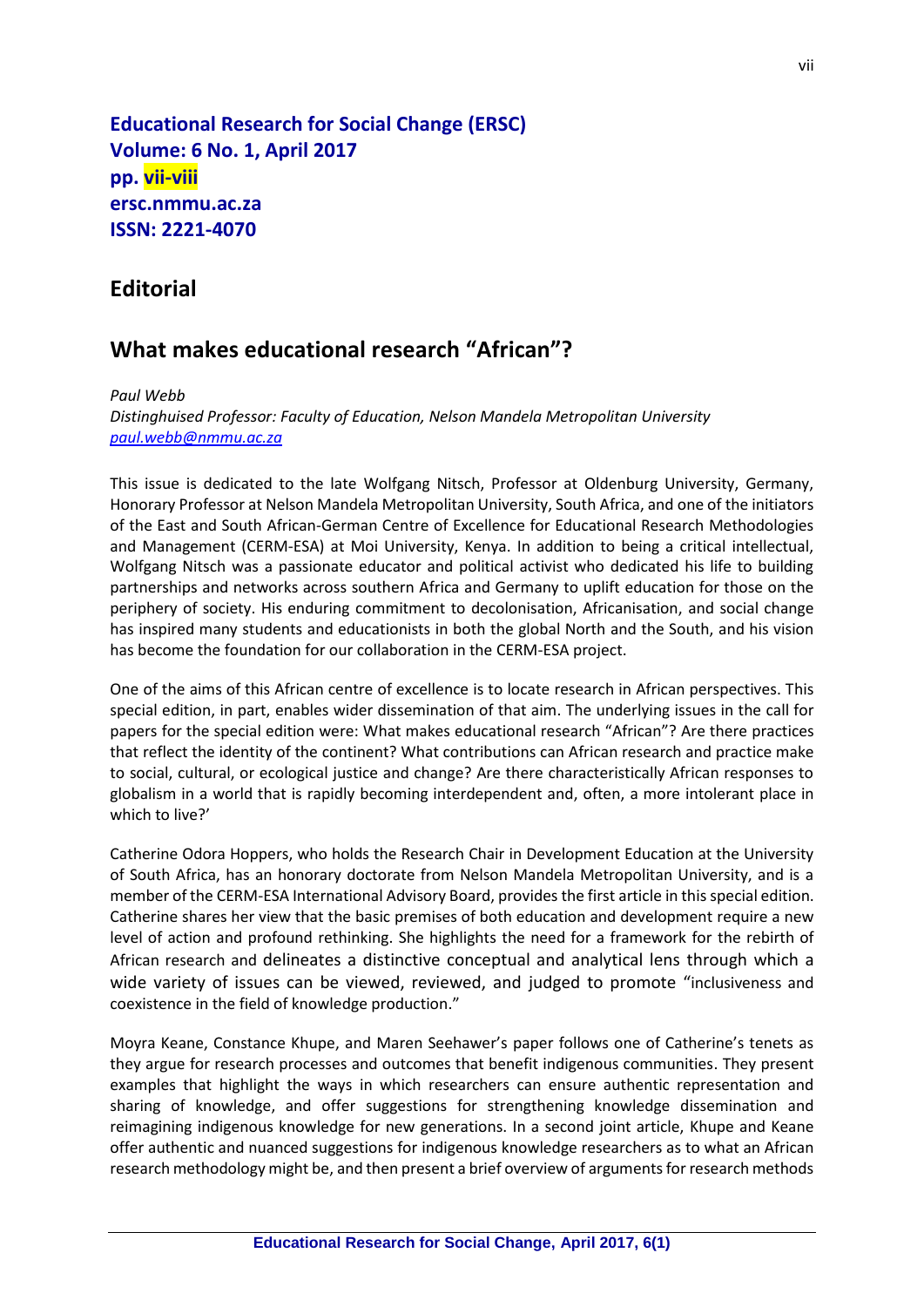# Editorial

## What makes educational research "African"?

*Paul Webb*
*Distinghuised Professor: Faculty of Education, Nelson Mandela Metropolitan University*
*paul.webb@nmmu.ac.za*

This issue is dedicated to the late Wolfgang Nitsch, Professor at Oldenburg University, Germany, Honorary Professor at Nelson Mandela Metropolitan University, South Africa, and one of the initiators of the East and South African-German Centre of Excellence for Educational Research Methodologies and Management (CERM-ESA) at Moi University, Kenya. In addition to being a critical intellectual, Wolfgang Nitsch was a passionate educator and political activist who dedicated his life to building partnerships and networks across southern Africa and Germany to uplift education for those on the periphery of society. His enduring commitment to decolonisation, Africanisation, and social change has inspired many students and educationists in both the global North and the South, and his vision has become the foundation for our collaboration in the CERM-ESA project.

One of the aims of this African centre of excellence is to locate research in African perspectives. This special edition, in part, enables wider dissemination of that aim. The underlying issues in the call for papers for the special edition were: What makes educational research "African"? Are there practices that reflect the identity of the continent? What contributions can African research and practice make to social, cultural, or ecological justice and change? Are there characteristically African responses to globalism in a world that is rapidly becoming interdependent and, often, a more intolerant place in which to live?'

Catherine Odora Hoppers, who holds the Research Chair in Development Education at the University of South Africa, has an honorary doctorate from Nelson Mandela Metropolitan University, and is a member of the CERM-ESA International Advisory Board, provides the first article in this special edition. Catherine shares her view that the basic premises of both education and development require a new level of action and profound rethinking. She highlights the need for a framework for the rebirth of African research and delineates a distinctive conceptual and analytical lens through which a wide variety of issues can be viewed, reviewed, and judged to promote "inclusiveness and coexistence in the field of knowledge production."

Moyra Keane, Constance Khupe, and Maren Seehawer's paper follows one of Catherine's tenets as they argue for research processes and outcomes that benefit indigenous communities. They present examples that highlight the ways in which researchers can ensure authentic representation and sharing of knowledge, and offer suggestions for strengthening knowledge dissemination and reimagining indigenous knowledge for new generations. In a second joint article, Khupe and Keane offer authentic and nuanced suggestions for indigenous knowledge researchers as to what an African research methodology might be, and then present a brief overview of arguments for research methods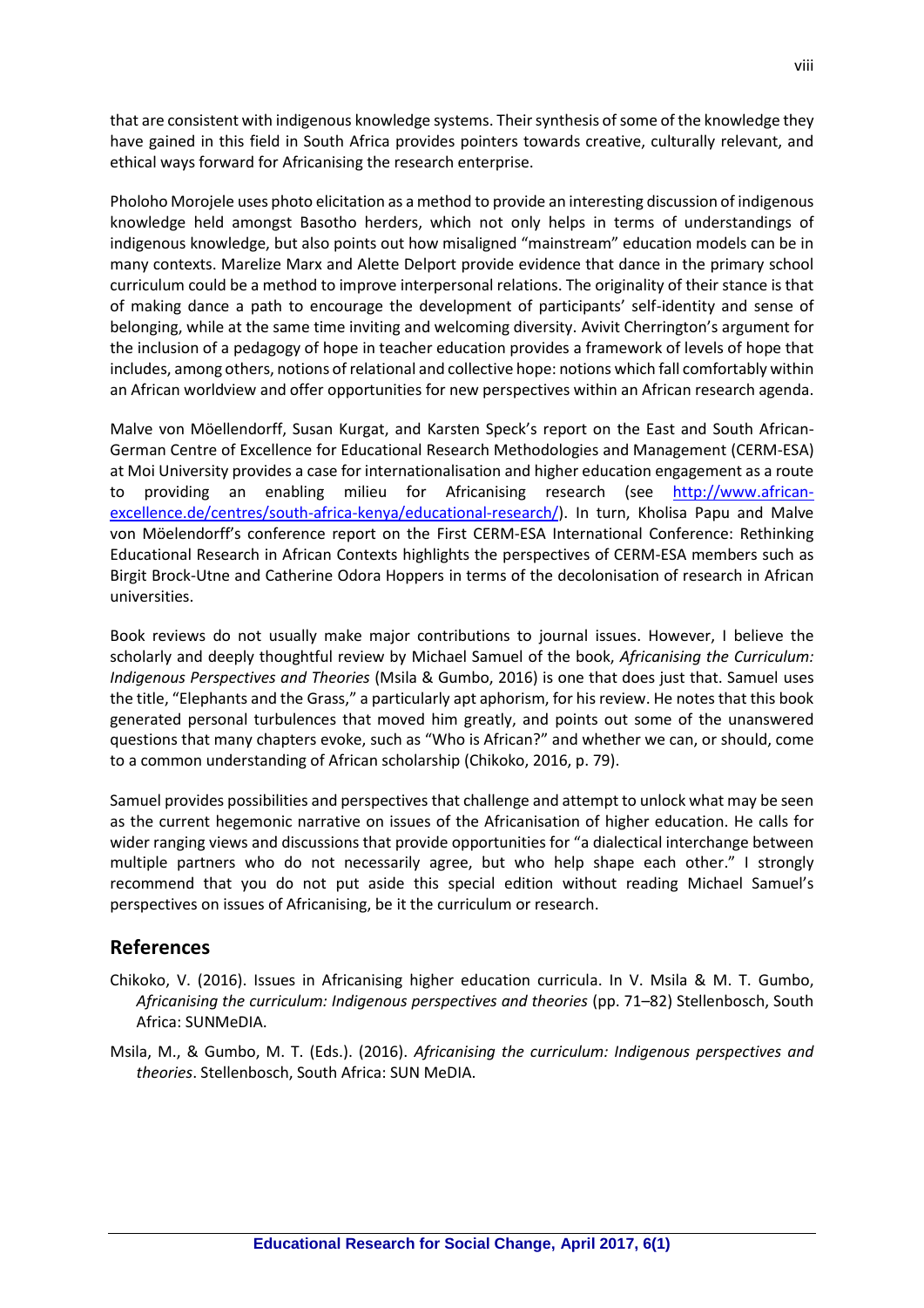that are consistent with indigenous knowledge systems. Their synthesis of some of the knowledge they have gained in this field in South Africa provides pointers towards creative, culturally relevant, and ethical ways forward for Africanising the research enterprise.

Pholoho Morojele uses photo elicitation as a method to provide an interesting discussion of indigenous knowledge held amongst Basotho herders, which not only helps in terms of understandings of indigenous knowledge, but also points out how misaligned "mainstream" education models can be in many contexts. Marelize Marx and Alette Delport provide evidence that dance in the primary school curriculum could be a method to improve interpersonal relations. The originality of their stance is that of making dance a path to encourage the development of participants' self-identity and sense of belonging, while at the same time inviting and welcoming diversity. Avivit Cherrington's argument for the inclusion of a pedagogy of hope in teacher education provides a framework of levels of hope that includes, among others, notions of relational and collective hope: notions which fall comfortably within an African worldview and offer opportunities for new perspectives within an African research agenda.

Malve von Möellendorff, Susan Kurgat, and Karsten Speck's report on the East and South African-German Centre of Excellence for Educational Research Methodologies and Management (CERM-ESA) at Moi University provides a case for internationalisation and higher education engagement as a route to providing an enabling milieu for Africanising research (see http://www.african-excellence.de/centres/south-africa-kenya/educational-research/). In turn, Kholisa Papu and Malve von Möelendorff's conference report on the First CERM-ESA International Conference: Rethinking Educational Research in African Contexts highlights the perspectives of CERM-ESA members such as Birgit Brock-Utne and Catherine Odora Hoppers in terms of the decolonisation of research in African universities.

Book reviews do not usually make major contributions to journal issues. However, I believe the scholarly and deeply thoughtful review by Michael Samuel of the book, *Africanising the Curriculum: Indigenous Perspectives and Theories* (Msila & Gumbo, 2016) is one that does just that. Samuel uses the title, "Elephants and the Grass," a particularly apt aphorism, for his review. He notes that this book generated personal turbulences that moved him greatly, and points out some of the unanswered questions that many chapters evoke, such as "Who is African?" and whether we can, or should, come to a common understanding of African scholarship (Chikoko, 2016, p. 79).

Samuel provides possibilities and perspectives that challenge and attempt to unlock what may be seen as the current hegemonic narrative on issues of the Africanisation of higher education. He calls for wider ranging views and discussions that provide opportunities for "a dialectical interchange between multiple partners who do not necessarily agree, but who help shape each other." I strongly recommend that you do not put aside this special edition without reading Michael Samuel's perspectives on issues of Africanising, be it the curriculum or research.

## References

Chikoko, V. (2016). Issues in Africanising higher education curricula. In V. Msila & M. T. Gumbo, *Africanising the curriculum: Indigenous perspectives and theories* (pp. 71–82) Stellenbosch, South Africa: SUNMeDIA.

Msila, M., & Gumbo, M. T. (Eds.). (2016). *Africanising the curriculum: Indigenous perspectives and theories*. Stellenbosch, South Africa: SUN MeDIA.